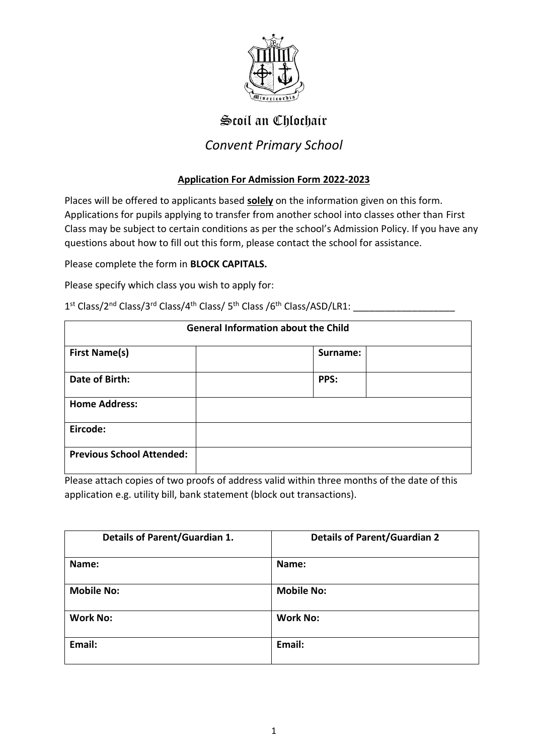# Scoil an Chlochair

## *Convent Primary School*

**Application For Admission Form 2022-2023**

Places will be offered to applicants based **solely** on the information given on this form. Applications for pupils applying to transfer from another school into classes other than First Class may be subject to certain conditions as per the school's Admission Policy. If you have any questions about how to fill out this form, please contact the school for assistance.

Please complete the form in **BLOCK CAPITALS.**

Please specify which class you wish to apply for:

1st Class/2nd Class/3rd Class/4th Class/ 5th Class /6th Class/ASD/LR1: ___________________

| **General Information about the Child** | | | |
|---|---|---|---|
| **First Name(s)** | | **Surname:** | |
| **Date of Birth:** | | **PPS:** | |
| **Home Address:** | | | |
| **Eircode:** | | | |
| **Previous School Attended:** | | | |

Please attach copies of two proofs of address valid within three months of the date of this application e.g. utility bill, bank statement (block out transactions).

| **Details of Parent/Guardian 1.** | **Details of Parent/Guardian 2** |
|---|---|
| **Name:** | **Name:** |
| **Mobile No:** | **Mobile No:** |
| **Work No:** | **Work No:** |
| **Email:** | **Email:** |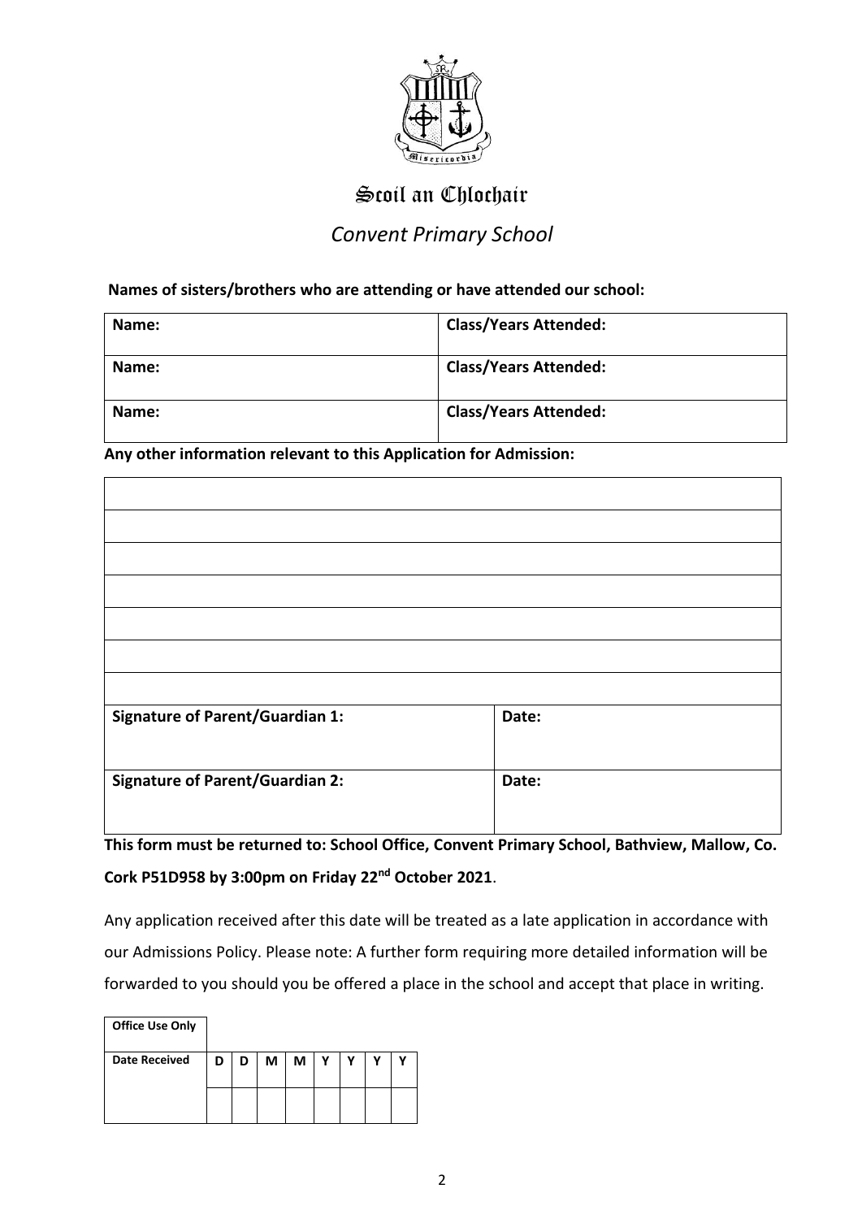# Scoil an Chlochair

## *Convent Primary School*

**Names of sisters/brothers who are attending or have attended our school:**

| | |
|---|---|
| **Name:** | **Class/Years Attended:** |
| **Name:** | **Class/Years Attended:** |
| **Name:** | **Class/Years Attended:** |

**Any other information relevant to this Application for Admission:**

| | |
|---|---|
| | |
| | |
| | |
| | |
| | |
| | |
| | |
| **Signature of Parent/Guardian 1:** | **Date:** |
| **Signature of Parent/Guardian 2:** | **Date:** |

**This form must be returned to: School Office, Convent Primary School, Bathview, Mallow, Co. Cork P51D958 by 3:00pm on Friday 22nd October 2021**.

Any application received after this date will be treated as a late application in accordance with our Admissions Policy. Please note: A further form requiring more detailed information will be forwarded to you should you be offered a place in the school and accept that place in writing.

| **Office Use Only** | | | | | | | | |
|---|---|---|---|---|---|---|---|---|
| **Date Received** | **D** | **D** | **M** | **M** | **Y** | **Y** | **Y** | **Y** |
| | | | | | | | | |